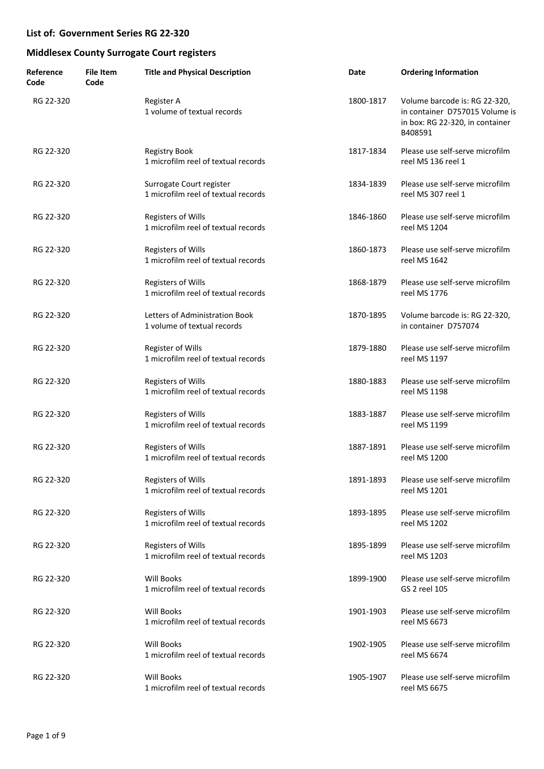## List of: Government Series RG 22-320

## Middlesex County Surrogate Court registers

| Reference Code | File Item Code | Title and Physical Description | Date | Ordering Information |
|---|---|---|---|---|
| RG 22-320 | | Register A<br>1 volume of textual records | 1800-1817 | Volume barcode is: RG 22-320, in container D757015 Volume is in box: RG 22-320, in container B408591 |
| RG 22-320 | | Registry Book<br>1 microfilm reel of textual records | 1817-1834 | Please use self-serve microfilm reel MS 136 reel 1 |
| RG 22-320 | | Surrogate Court register<br>1 microfilm reel of textual records | 1834-1839 | Please use self-serve microfilm reel MS 307 reel 1 |
| RG 22-320 | | Registers of Wills<br>1 microfilm reel of textual records | 1846-1860 | Please use self-serve microfilm reel MS 1204 |
| RG 22-320 | | Registers of Wills<br>1 microfilm reel of textual records | 1860-1873 | Please use self-serve microfilm reel MS 1642 |
| RG 22-320 | | Registers of Wills<br>1 microfilm reel of textual records | 1868-1879 | Please use self-serve microfilm reel MS 1776 |
| RG 22-320 | | Letters of Administration Book<br>1 volume of textual records | 1870-1895 | Volume barcode is: RG 22-320, in container D757074 |
| RG 22-320 | | Register of Wills<br>1 microfilm reel of textual records | 1879-1880 | Please use self-serve microfilm reel MS 1197 |
| RG 22-320 | | Registers of Wills<br>1 microfilm reel of textual records | 1880-1883 | Please use self-serve microfilm reel MS 1198 |
| RG 22-320 | | Registers of Wills<br>1 microfilm reel of textual records | 1883-1887 | Please use self-serve microfilm reel MS 1199 |
| RG 22-320 | | Registers of Wills<br>1 microfilm reel of textual records | 1887-1891 | Please use self-serve microfilm reel MS 1200 |
| RG 22-320 | | Registers of Wills<br>1 microfilm reel of textual records | 1891-1893 | Please use self-serve microfilm reel MS 1201 |
| RG 22-320 | | Registers of Wills<br>1 microfilm reel of textual records | 1893-1895 | Please use self-serve microfilm reel MS 1202 |
| RG 22-320 | | Registers of Wills<br>1 microfilm reel of textual records | 1895-1899 | Please use self-serve microfilm reel MS 1203 |
| RG 22-320 | | Will Books<br>1 microfilm reel of textual records | 1899-1900 | Please use self-serve microfilm GS 2 reel 105 |
| RG 22-320 | | Will Books<br>1 microfilm reel of textual records | 1901-1903 | Please use self-serve microfilm reel MS 6673 |
| RG 22-320 | | Will Books<br>1 microfilm reel of textual records | 1902-1905 | Please use self-serve microfilm reel MS 6674 |
| RG 22-320 | | Will Books<br>1 microfilm reel of textual records | 1905-1907 | Please use self-serve microfilm reel MS 6675 |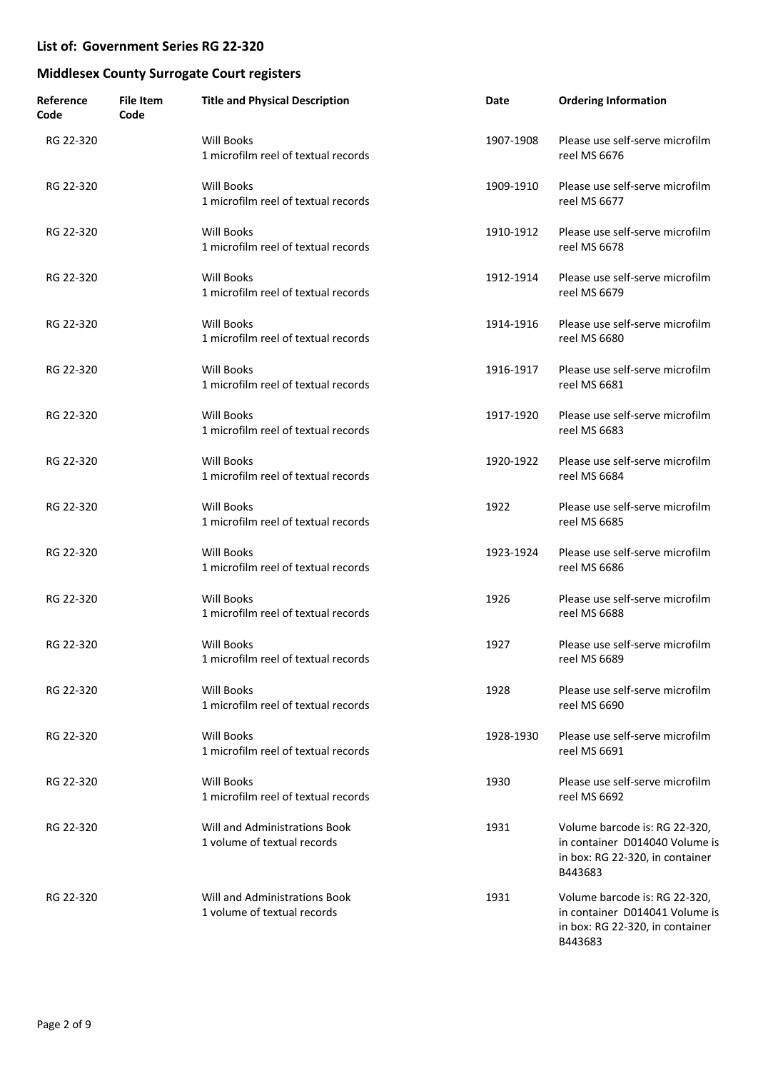## List of: Government Series RG 22-320

## Middlesex County Surrogate Court registers

| Reference Code | File Item Code | Title and Physical Description | Date | Ordering Information |
|---|---|---|---|---|
| RG 22-320 | | Will Books<br>1 microfilm reel of textual records | 1907-1908 | Please use self-serve microfilm reel MS 6676 |
| RG 22-320 | | Will Books<br>1 microfilm reel of textual records | 1909-1910 | Please use self-serve microfilm reel MS 6677 |
| RG 22-320 | | Will Books<br>1 microfilm reel of textual records | 1910-1912 | Please use self-serve microfilm reel MS 6678 |
| RG 22-320 | | Will Books<br>1 microfilm reel of textual records | 1912-1914 | Please use self-serve microfilm reel MS 6679 |
| RG 22-320 | | Will Books<br>1 microfilm reel of textual records | 1914-1916 | Please use self-serve microfilm reel MS 6680 |
| RG 22-320 | | Will Books<br>1 microfilm reel of textual records | 1916-1917 | Please use self-serve microfilm reel MS 6681 |
| RG 22-320 | | Will Books<br>1 microfilm reel of textual records | 1917-1920 | Please use self-serve microfilm reel MS 6683 |
| RG 22-320 | | Will Books<br>1 microfilm reel of textual records | 1920-1922 | Please use self-serve microfilm reel MS 6684 |
| RG 22-320 | | Will Books<br>1 microfilm reel of textual records | 1922 | Please use self-serve microfilm reel MS 6685 |
| RG 22-320 | | Will Books<br>1 microfilm reel of textual records | 1923-1924 | Please use self-serve microfilm reel MS 6686 |
| RG 22-320 | | Will Books<br>1 microfilm reel of textual records | 1926 | Please use self-serve microfilm reel MS 6688 |
| RG 22-320 | | Will Books<br>1 microfilm reel of textual records | 1927 | Please use self-serve microfilm reel MS 6689 |
| RG 22-320 | | Will Books<br>1 microfilm reel of textual records | 1928 | Please use self-serve microfilm reel MS 6690 |
| RG 22-320 | | Will Books<br>1 microfilm reel of textual records | 1928-1930 | Please use self-serve microfilm reel MS 6691 |
| RG 22-320 | | Will Books<br>1 microfilm reel of textual records | 1930 | Please use self-serve microfilm reel MS 6692 |
| RG 22-320 | | Will and Administrations Book<br>1 volume of textual records | 1931 | Volume barcode is: RG 22-320, in container D014040 Volume is in box: RG 22-320, in container B443683 |
| RG 22-320 | | Will and Administrations Book<br>1 volume of textual records | 1931 | Volume barcode is: RG 22-320, in container D014041 Volume is in box: RG 22-320, in container B443683 |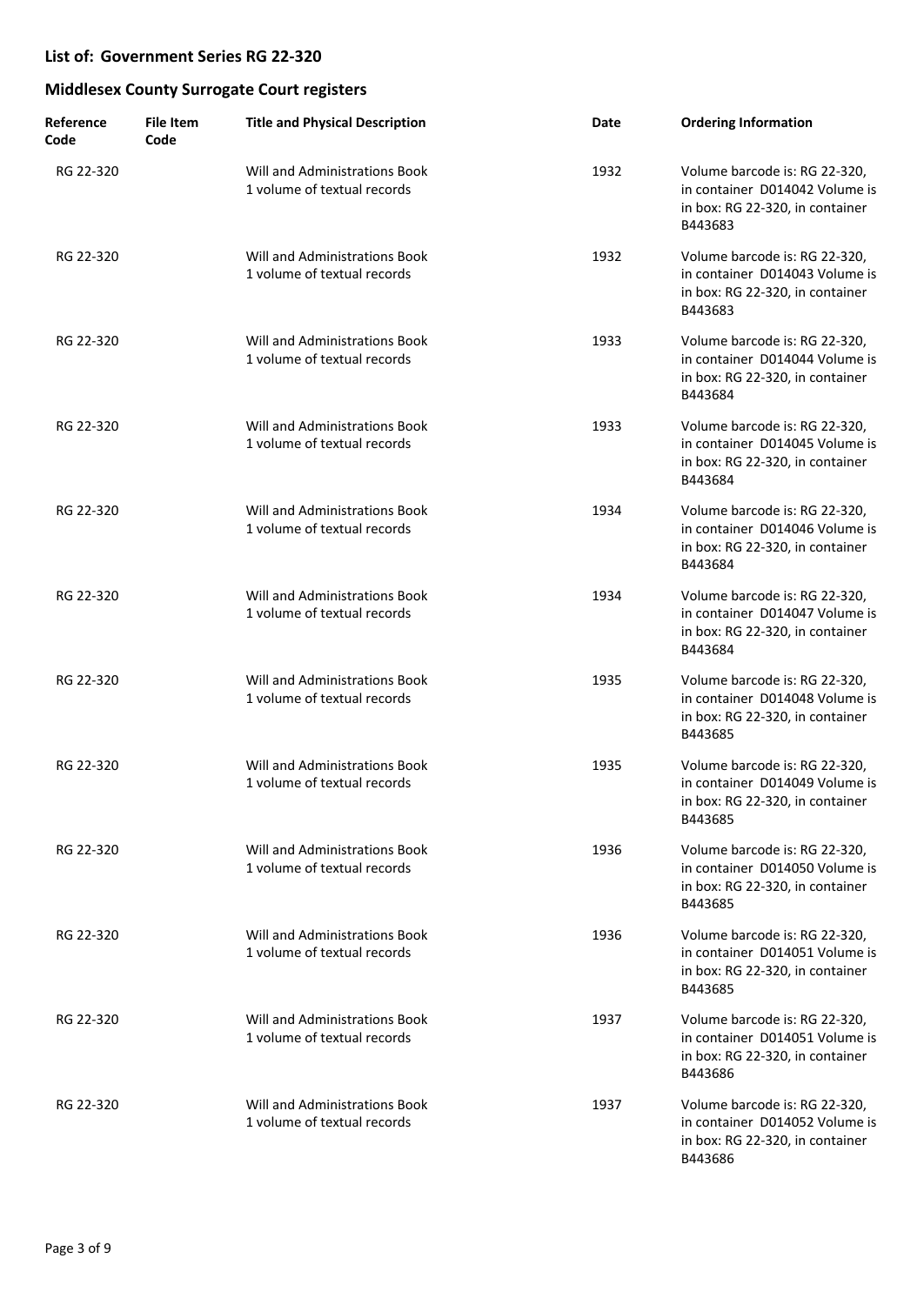## List of: Government Series RG 22-320

## Middlesex County Surrogate Court registers

| Reference Code | File Item Code | Title and Physical Description | Date | Ordering Information |
|---|---|---|---|---|
| RG 22-320 | | Will and Administrations Book 1 volume of textual records | 1932 | Volume barcode is: RG 22-320, in container D014042 Volume is in box: RG 22-320, in container B443683 |
| RG 22-320 | | Will and Administrations Book 1 volume of textual records | 1932 | Volume barcode is: RG 22-320, in container D014043 Volume is in box: RG 22-320, in container B443683 |
| RG 22-320 | | Will and Administrations Book 1 volume of textual records | 1933 | Volume barcode is: RG 22-320, in container D014044 Volume is in box: RG 22-320, in container B443684 |
| RG 22-320 | | Will and Administrations Book 1 volume of textual records | 1933 | Volume barcode is: RG 22-320, in container D014045 Volume is in box: RG 22-320, in container B443684 |
| RG 22-320 | | Will and Administrations Book 1 volume of textual records | 1934 | Volume barcode is: RG 22-320, in container D014046 Volume is in box: RG 22-320, in container B443684 |
| RG 22-320 | | Will and Administrations Book 1 volume of textual records | 1934 | Volume barcode is: RG 22-320, in container D014047 Volume is in box: RG 22-320, in container B443684 |
| RG 22-320 | | Will and Administrations Book 1 volume of textual records | 1935 | Volume barcode is: RG 22-320, in container D014048 Volume is in box: RG 22-320, in container B443685 |
| RG 22-320 | | Will and Administrations Book 1 volume of textual records | 1935 | Volume barcode is: RG 22-320, in container D014049 Volume is in box: RG 22-320, in container B443685 |
| RG 22-320 | | Will and Administrations Book 1 volume of textual records | 1936 | Volume barcode is: RG 22-320, in container D014050 Volume is in box: RG 22-320, in container B443685 |
| RG 22-320 | | Will and Administrations Book 1 volume of textual records | 1936 | Volume barcode is: RG 22-320, in container D014051 Volume is in box: RG 22-320, in container B443685 |
| RG 22-320 | | Will and Administrations Book 1 volume of textual records | 1937 | Volume barcode is: RG 22-320, in container D014051 Volume is in box: RG 22-320, in container B443686 |
| RG 22-320 | | Will and Administrations Book 1 volume of textual records | 1937 | Volume barcode is: RG 22-320, in container D014052 Volume is in box: RG 22-320, in container B443686 |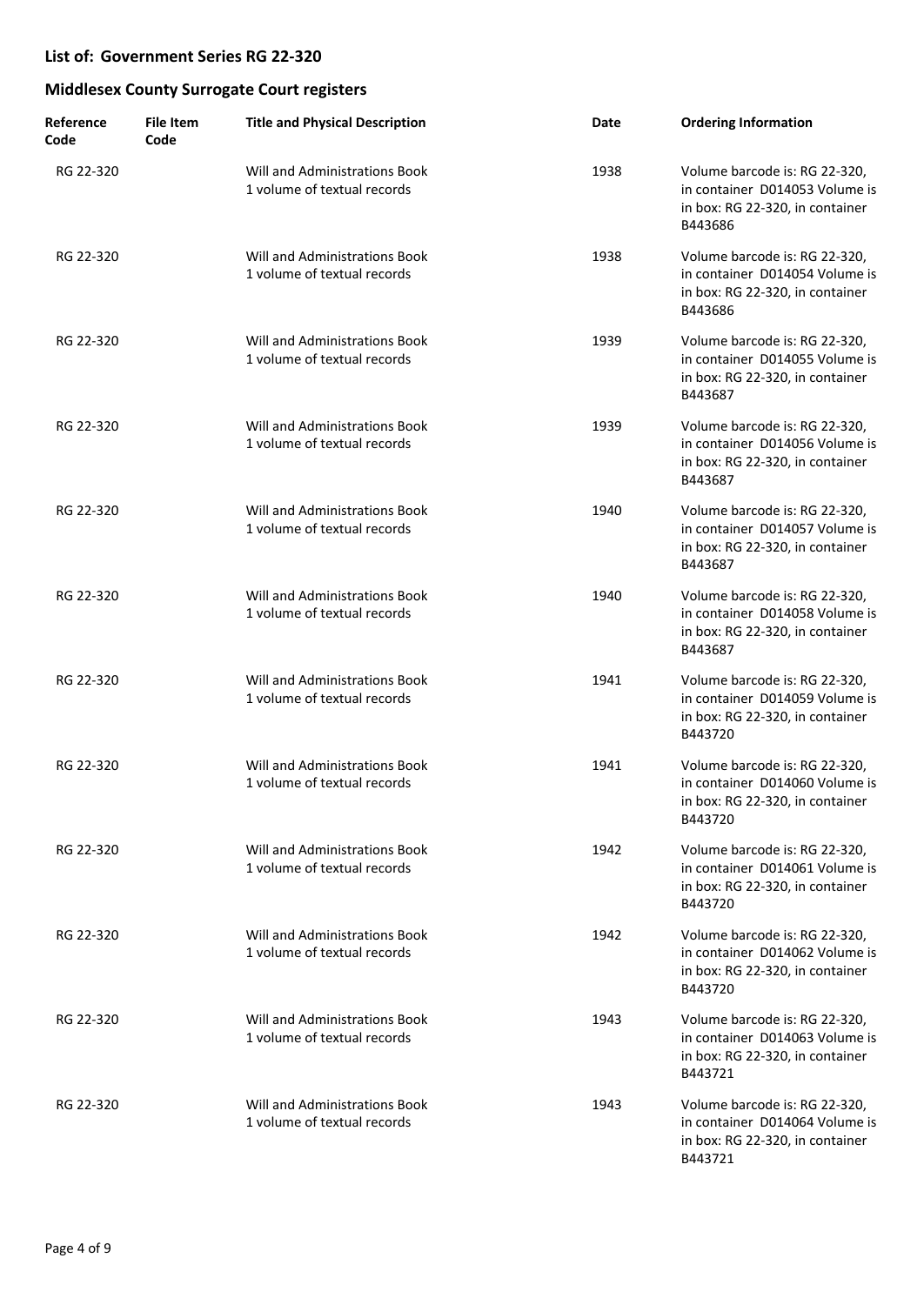**List of: Government Series RG 22-320**

**Middlesex County Surrogate Court registers**

| Reference Code | File Item Code | Title and Physical Description | Date | Ordering Information |
|---|---|---|---|---|
| RG 22-320 | | Will and Administrations Book 1 volume of textual records | 1938 | Volume barcode is: RG 22-320, in container D014053 Volume is in box: RG 22-320, in container B443686 |
| RG 22-320 | | Will and Administrations Book 1 volume of textual records | 1938 | Volume barcode is: RG 22-320, in container D014054 Volume is in box: RG 22-320, in container B443686 |
| RG 22-320 | | Will and Administrations Book 1 volume of textual records | 1939 | Volume barcode is: RG 22-320, in container D014055 Volume is in box: RG 22-320, in container B443687 |
| RG 22-320 | | Will and Administrations Book 1 volume of textual records | 1939 | Volume barcode is: RG 22-320, in container D014056 Volume is in box: RG 22-320, in container B443687 |
| RG 22-320 | | Will and Administrations Book 1 volume of textual records | 1940 | Volume barcode is: RG 22-320, in container D014057 Volume is in box: RG 22-320, in container B443687 |
| RG 22-320 | | Will and Administrations Book 1 volume of textual records | 1940 | Volume barcode is: RG 22-320, in container D014058 Volume is in box: RG 22-320, in container B443687 |
| RG 22-320 | | Will and Administrations Book 1 volume of textual records | 1941 | Volume barcode is: RG 22-320, in container D014059 Volume is in box: RG 22-320, in container B443720 |
| RG 22-320 | | Will and Administrations Book 1 volume of textual records | 1941 | Volume barcode is: RG 22-320, in container D014060 Volume is in box: RG 22-320, in container B443720 |
| RG 22-320 | | Will and Administrations Book 1 volume of textual records | 1942 | Volume barcode is: RG 22-320, in container D014061 Volume is in box: RG 22-320, in container B443720 |
| RG 22-320 | | Will and Administrations Book 1 volume of textual records | 1942 | Volume barcode is: RG 22-320, in container D014062 Volume is in box: RG 22-320, in container B443720 |
| RG 22-320 | | Will and Administrations Book 1 volume of textual records | 1943 | Volume barcode is: RG 22-320, in container D014063 Volume is in box: RG 22-320, in container B443721 |
| RG 22-320 | | Will and Administrations Book 1 volume of textual records | 1943 | Volume barcode is: RG 22-320, in container D014064 Volume is in box: RG 22-320, in container B443721 |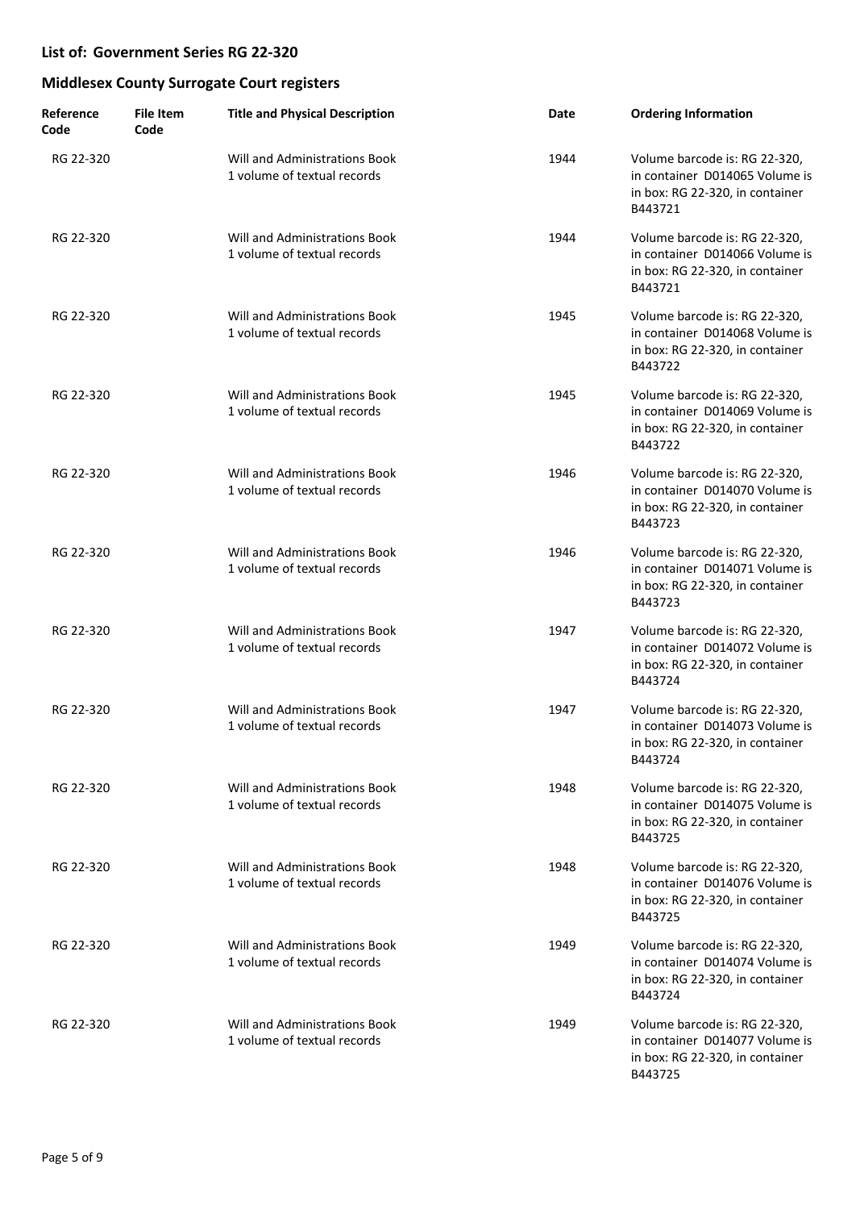## List of: Government Series RG 22-320

## Middlesex County Surrogate Court registers

| Reference Code | File Item Code | Title and Physical Description | Date | Ordering Information |
|---|---|---|---|---|
| RG 22-320 | | Will and Administrations Book<br>1 volume of textual records | 1944 | Volume barcode is: RG 22-320, in container D014065 Volume is in box: RG 22-320, in container B443721 |
| RG 22-320 | | Will and Administrations Book<br>1 volume of textual records | 1944 | Volume barcode is: RG 22-320, in container D014066 Volume is in box: RG 22-320, in container B443721 |
| RG 22-320 | | Will and Administrations Book<br>1 volume of textual records | 1945 | Volume barcode is: RG 22-320, in container D014068 Volume is in box: RG 22-320, in container B443722 |
| RG 22-320 | | Will and Administrations Book<br>1 volume of textual records | 1945 | Volume barcode is: RG 22-320, in container D014069 Volume is in box: RG 22-320, in container B443722 |
| RG 22-320 | | Will and Administrations Book<br>1 volume of textual records | 1946 | Volume barcode is: RG 22-320, in container D014070 Volume is in box: RG 22-320, in container B443723 |
| RG 22-320 | | Will and Administrations Book<br>1 volume of textual records | 1946 | Volume barcode is: RG 22-320, in container D014071 Volume is in box: RG 22-320, in container B443723 |
| RG 22-320 | | Will and Administrations Book<br>1 volume of textual records | 1947 | Volume barcode is: RG 22-320, in container D014072 Volume is in box: RG 22-320, in container B443724 |
| RG 22-320 | | Will and Administrations Book<br>1 volume of textual records | 1947 | Volume barcode is: RG 22-320, in container D014073 Volume is in box: RG 22-320, in container B443724 |
| RG 22-320 | | Will and Administrations Book<br>1 volume of textual records | 1948 | Volume barcode is: RG 22-320, in container D014075 Volume is in box: RG 22-320, in container B443725 |
| RG 22-320 | | Will and Administrations Book<br>1 volume of textual records | 1948 | Volume barcode is: RG 22-320, in container D014076 Volume is in box: RG 22-320, in container B443725 |
| RG 22-320 | | Will and Administrations Book<br>1 volume of textual records | 1949 | Volume barcode is: RG 22-320, in container D014074 Volume is in box: RG 22-320, in container B443724 |
| RG 22-320 | | Will and Administrations Book<br>1 volume of textual records | 1949 | Volume barcode is: RG 22-320, in container D014077 Volume is in box: RG 22-320, in container B443725 |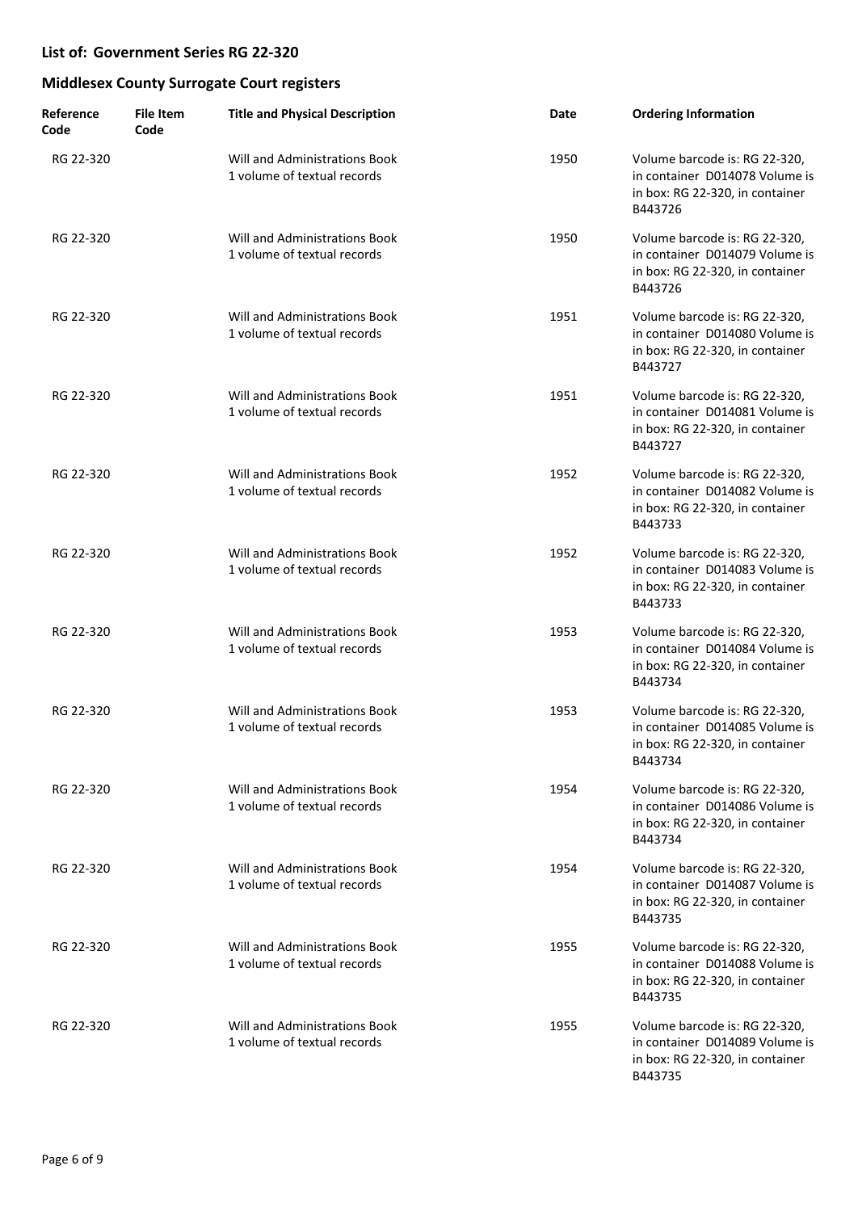**List of: Government Series RG 22-320**

**Middlesex County Surrogate Court registers**

| Reference Code | File Item Code | Title and Physical Description | Date | Ordering Information |
|---|---|---|---|---|
| RG 22-320 | | Will and Administrations Book 1 volume of textual records | 1950 | Volume barcode is: RG 22-320, in container D014078 Volume is in box: RG 22-320, in container B443726 |
| RG 22-320 | | Will and Administrations Book 1 volume of textual records | 1950 | Volume barcode is: RG 22-320, in container D014079 Volume is in box: RG 22-320, in container B443726 |
| RG 22-320 | | Will and Administrations Book 1 volume of textual records | 1951 | Volume barcode is: RG 22-320, in container D014080 Volume is in box: RG 22-320, in container B443727 |
| RG 22-320 | | Will and Administrations Book 1 volume of textual records | 1951 | Volume barcode is: RG 22-320, in container D014081 Volume is in box: RG 22-320, in container B443727 |
| RG 22-320 | | Will and Administrations Book 1 volume of textual records | 1952 | Volume barcode is: RG 22-320, in container D014082 Volume is in box: RG 22-320, in container B443733 |
| RG 22-320 | | Will and Administrations Book 1 volume of textual records | 1952 | Volume barcode is: RG 22-320, in container D014083 Volume is in box: RG 22-320, in container B443733 |
| RG 22-320 | | Will and Administrations Book 1 volume of textual records | 1953 | Volume barcode is: RG 22-320, in container D014084 Volume is in box: RG 22-320, in container B443734 |
| RG 22-320 | | Will and Administrations Book 1 volume of textual records | 1953 | Volume barcode is: RG 22-320, in container D014085 Volume is in box: RG 22-320, in container B443734 |
| RG 22-320 | | Will and Administrations Book 1 volume of textual records | 1954 | Volume barcode is: RG 22-320, in container D014086 Volume is in box: RG 22-320, in container B443734 |
| RG 22-320 | | Will and Administrations Book 1 volume of textual records | 1954 | Volume barcode is: RG 22-320, in container D014087 Volume is in box: RG 22-320, in container B443735 |
| RG 22-320 | | Will and Administrations Book 1 volume of textual records | 1955 | Volume barcode is: RG 22-320, in container D014088 Volume is in box: RG 22-320, in container B443735 |
| RG 22-320 | | Will and Administrations Book 1 volume of textual records | 1955 | Volume barcode is: RG 22-320, in container D014089 Volume is in box: RG 22-320, in container B443735 |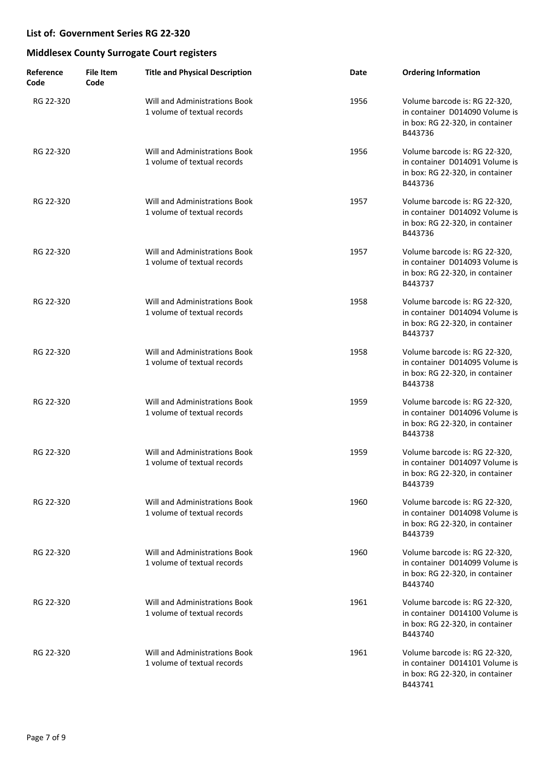## List of: Government Series RG 22-320

## Middlesex County Surrogate Court registers

| Reference Code | File Item Code | Title and Physical Description | Date | Ordering Information |
|---|---|---|---|---|
| RG 22-320 | | Will and Administrations Book 1 volume of textual records | 1956 | Volume barcode is: RG 22-320, in container D014090 Volume is in box: RG 22-320, in container B443736 |
| RG 22-320 | | Will and Administrations Book 1 volume of textual records | 1956 | Volume barcode is: RG 22-320, in container D014091 Volume is in box: RG 22-320, in container B443736 |
| RG 22-320 | | Will and Administrations Book 1 volume of textual records | 1957 | Volume barcode is: RG 22-320, in container D014092 Volume is in box: RG 22-320, in container B443736 |
| RG 22-320 | | Will and Administrations Book 1 volume of textual records | 1957 | Volume barcode is: RG 22-320, in container D014093 Volume is in box: RG 22-320, in container B443737 |
| RG 22-320 | | Will and Administrations Book 1 volume of textual records | 1958 | Volume barcode is: RG 22-320, in container D014094 Volume is in box: RG 22-320, in container B443737 |
| RG 22-320 | | Will and Administrations Book 1 volume of textual records | 1958 | Volume barcode is: RG 22-320, in container D014095 Volume is in box: RG 22-320, in container B443738 |
| RG 22-320 | | Will and Administrations Book 1 volume of textual records | 1959 | Volume barcode is: RG 22-320, in container D014096 Volume is in box: RG 22-320, in container B443738 |
| RG 22-320 | | Will and Administrations Book 1 volume of textual records | 1959 | Volume barcode is: RG 22-320, in container D014097 Volume is in box: RG 22-320, in container B443739 |
| RG 22-320 | | Will and Administrations Book 1 volume of textual records | 1960 | Volume barcode is: RG 22-320, in container D014098 Volume is in box: RG 22-320, in container B443739 |
| RG 22-320 | | Will and Administrations Book 1 volume of textual records | 1960 | Volume barcode is: RG 22-320, in container D014099 Volume is in box: RG 22-320, in container B443740 |
| RG 22-320 | | Will and Administrations Book 1 volume of textual records | 1961 | Volume barcode is: RG 22-320, in container D014100 Volume is in box: RG 22-320, in container B443740 |
| RG 22-320 | | Will and Administrations Book 1 volume of textual records | 1961 | Volume barcode is: RG 22-320, in container D014101 Volume is in box: RG 22-320, in container B443741 |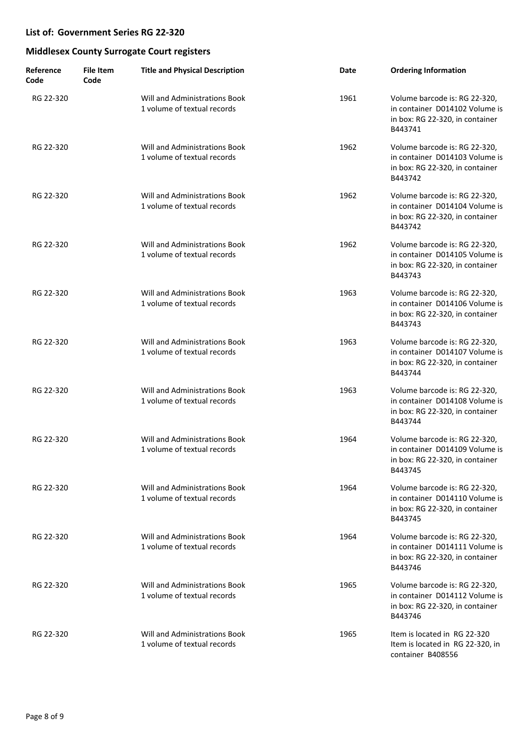## List of: Government Series RG 22-320

## Middlesex County Surrogate Court registers

| Reference Code | File Item Code | Title and Physical Description | Date | Ordering Information |
|---|---|---|---|---|
| RG 22-320 | | Will and Administrations Book 1 volume of textual records | 1961 | Volume barcode is: RG 22-320, in container D014102 Volume is in box: RG 22-320, in container B443741 |
| RG 22-320 | | Will and Administrations Book 1 volume of textual records | 1962 | Volume barcode is: RG 22-320, in container D014103 Volume is in box: RG 22-320, in container B443742 |
| RG 22-320 | | Will and Administrations Book 1 volume of textual records | 1962 | Volume barcode is: RG 22-320, in container D014104 Volume is in box: RG 22-320, in container B443742 |
| RG 22-320 | | Will and Administrations Book 1 volume of textual records | 1962 | Volume barcode is: RG 22-320, in container D014105 Volume is in box: RG 22-320, in container B443743 |
| RG 22-320 | | Will and Administrations Book 1 volume of textual records | 1963 | Volume barcode is: RG 22-320, in container D014106 Volume is in box: RG 22-320, in container B443743 |
| RG 22-320 | | Will and Administrations Book 1 volume of textual records | 1963 | Volume barcode is: RG 22-320, in container D014107 Volume is in box: RG 22-320, in container B443744 |
| RG 22-320 | | Will and Administrations Book 1 volume of textual records | 1963 | Volume barcode is: RG 22-320, in container D014108 Volume is in box: RG 22-320, in container B443744 |
| RG 22-320 | | Will and Administrations Book 1 volume of textual records | 1964 | Volume barcode is: RG 22-320, in container D014109 Volume is in box: RG 22-320, in container B443745 |
| RG 22-320 | | Will and Administrations Book 1 volume of textual records | 1964 | Volume barcode is: RG 22-320, in container D014110 Volume is in box: RG 22-320, in container B443745 |
| RG 22-320 | | Will and Administrations Book 1 volume of textual records | 1964 | Volume barcode is: RG 22-320, in container D014111 Volume is in box: RG 22-320, in container B443746 |
| RG 22-320 | | Will and Administrations Book 1 volume of textual records | 1965 | Volume barcode is: RG 22-320, in container D014112 Volume is in box: RG 22-320, in container B443746 |
| RG 22-320 | | Will and Administrations Book 1 volume of textual records | 1965 | Item is located in RG 22-320 Item is located in RG 22-320, in container B408556 |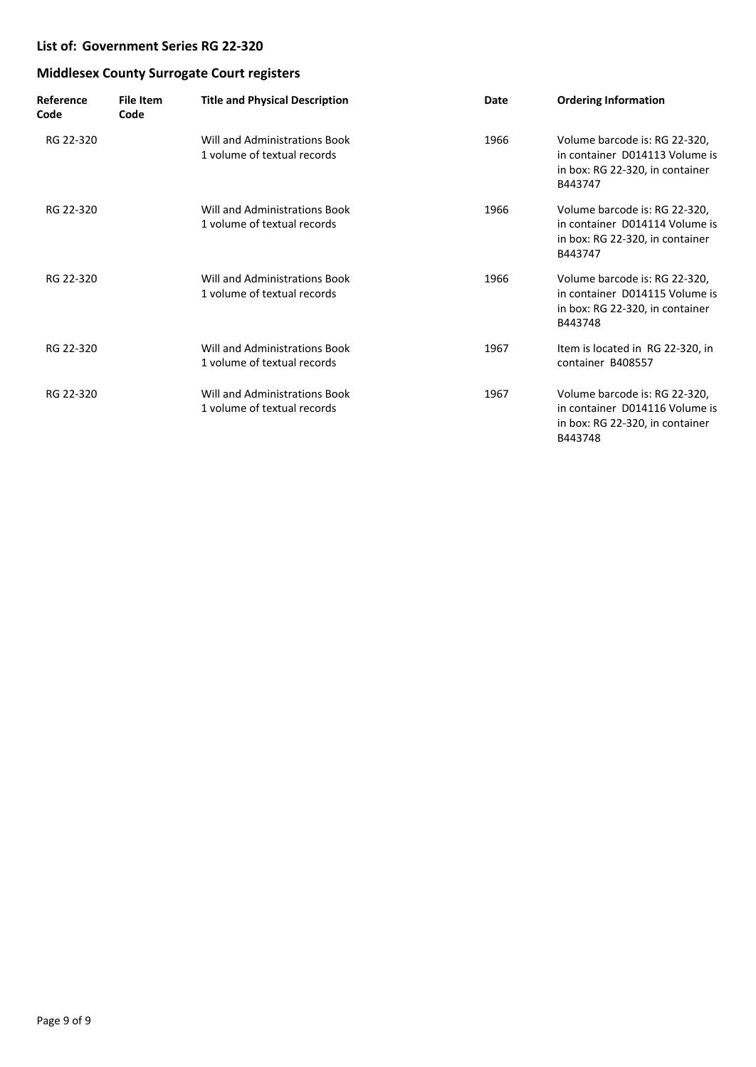## List of: Government Series RG 22-320

## Middlesex County Surrogate Court registers

| Reference Code | File Item Code | Title and Physical Description | Date | Ordering Information |
|---|---|---|---|---|
| RG 22-320 | | Will and Administrations Book 1 volume of textual records | 1966 | Volume barcode is: RG 22-320, in container D014113 Volume is in box: RG 22-320, in container B443747 |
| RG 22-320 | | Will and Administrations Book 1 volume of textual records | 1966 | Volume barcode is: RG 22-320, in container D014114 Volume is in box: RG 22-320, in container B443747 |
| RG 22-320 | | Will and Administrations Book 1 volume of textual records | 1966 | Volume barcode is: RG 22-320, in container D014115 Volume is in box: RG 22-320, in container B443748 |
| RG 22-320 | | Will and Administrations Book 1 volume of textual records | 1967 | Item is located in RG 22-320, in container B408557 |
| RG 22-320 | | Will and Administrations Book 1 volume of textual records | 1967 | Volume barcode is: RG 22-320, in container D014116 Volume is in box: RG 22-320, in container B443748 |